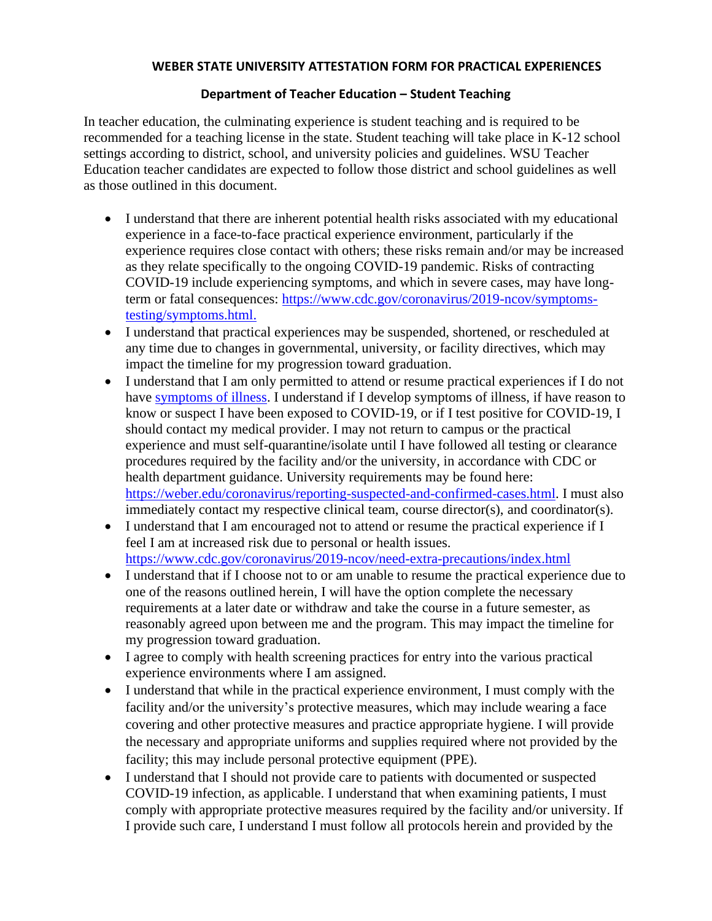**WEBER STATE UNIVERSITY ATTESTATION FORM FOR PRACTICAL EXPERIENCES**

**Department of Teacher Education – Student Teaching**

In teacher education, the culminating experience is student teaching and is required to be recommended for a teaching license in the state. Student teaching will take place in K-12 school settings according to district, school, and university policies and guidelines. WSU Teacher Education teacher candidates are expected to follow those district and school guidelines as well as those outlined in this document.

- I understand that there are inherent potential health risks associated with my educational experience in a face-to-face practical experience environment, particularly if the experience requires close contact with others; these risks remain and/or may be increased as they relate specifically to the ongoing COVID-19 pandemic. Risks of contracting COVID-19 include experiencing symptoms, and which in severe cases, may have long-term or fatal consequences: [https://www.cdc.gov/coronavirus/2019-ncov/symptoms-testing/symptoms.html.](https://www.cdc.gov/coronavirus/2019-ncov/symptoms-testing/symptoms.html)
- I understand that practical experiences may be suspended, shortened, or rescheduled at any time due to changes in governmental, university, or facility directives, which may impact the timeline for my progression toward graduation.
- I understand that I am only permitted to attend or resume practical experiences if I do not have symptoms of illness. I understand if I develop symptoms of illness, if have reason to know or suspect I have been exposed to COVID-19, or if I test positive for COVID-19, I should contact my medical provider. I may not return to campus or the practical experience and must self-quarantine/isolate until I have followed all testing or clearance procedures required by the facility and/or the university, in accordance with CDC or health department guidance. University requirements may be found here: [https://weber.edu/coronavirus/reporting-suspected-and-confirmed-cases.html](https://weber.edu/coronavirus/reporting-suspected-and-confirmed-cases.html). I must also immediately contact my respective clinical team, course director(s), and coordinator(s).
- I understand that I am encouraged not to attend or resume the practical experience if I feel I am at increased risk due to personal or health issues. [https://www.cdc.gov/coronavirus/2019-ncov/need-extra-precautions/index.html](https://www.cdc.gov/coronavirus/2019-ncov/need-extra-precautions/index.html)
- I understand that if I choose not to or am unable to resume the practical experience due to one of the reasons outlined herein, I will have the option complete the necessary requirements at a later date or withdraw and take the course in a future semester, as reasonably agreed upon between me and the program. This may impact the timeline for my progression toward graduation.
- I agree to comply with health screening practices for entry into the various practical experience environments where I am assigned.
- I understand that while in the practical experience environment, I must comply with the facility and/or the university's protective measures, which may include wearing a face covering and other protective measures and practice appropriate hygiene. I will provide the necessary and appropriate uniforms and supplies required where not provided by the facility; this may include personal protective equipment (PPE).
- I understand that I should not provide care to patients with documented or suspected COVID-19 infection, as applicable. I understand that when examining patients, I must comply with appropriate protective measures required by the facility and/or university. If I provide such care, I understand I must follow all protocols herein and provided by the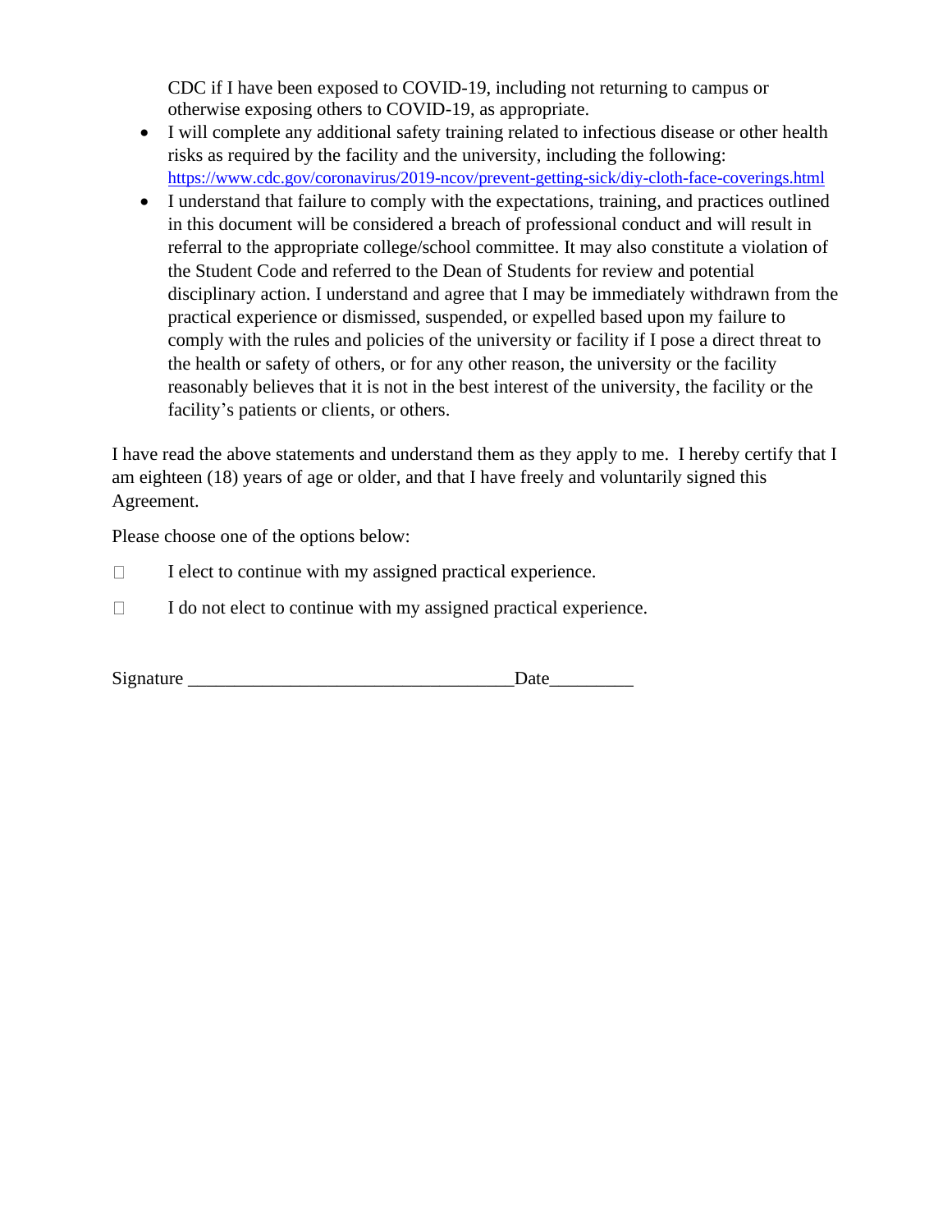CDC if I have been exposed to COVID-19, including not returning to campus or otherwise exposing others to COVID-19, as appropriate.

- I will complete any additional safety training related to infectious disease or other health risks as required by the facility and the university, including the following: https://www.cdc.gov/coronavirus/2019-ncov/prevent-getting-sick/diy-cloth-face-coverings.html
- I understand that failure to comply with the expectations, training, and practices outlined in this document will be considered a breach of professional conduct and will result in referral to the appropriate college/school committee. It may also constitute a violation of the Student Code and referred to the Dean of Students for review and potential disciplinary action. I understand and agree that I may be immediately withdrawn from the practical experience or dismissed, suspended, or expelled based upon my failure to comply with the rules and policies of the university or facility if I pose a direct threat to the health or safety of others, or for any other reason, the university or the facility reasonably believes that it is not in the best interest of the university, the facility or the facility's patients or clients, or others.

I have read the above statements and understand them as they apply to me. I hereby certify that I am eighteen (18) years of age or older, and that I have freely and voluntarily signed this Agreement.

Please choose one of the options below:

☐ I elect to continue with my assigned practical experience.

☐ I do not elect to continue with my assigned practical experience.

Signature ___________________________________Date_________